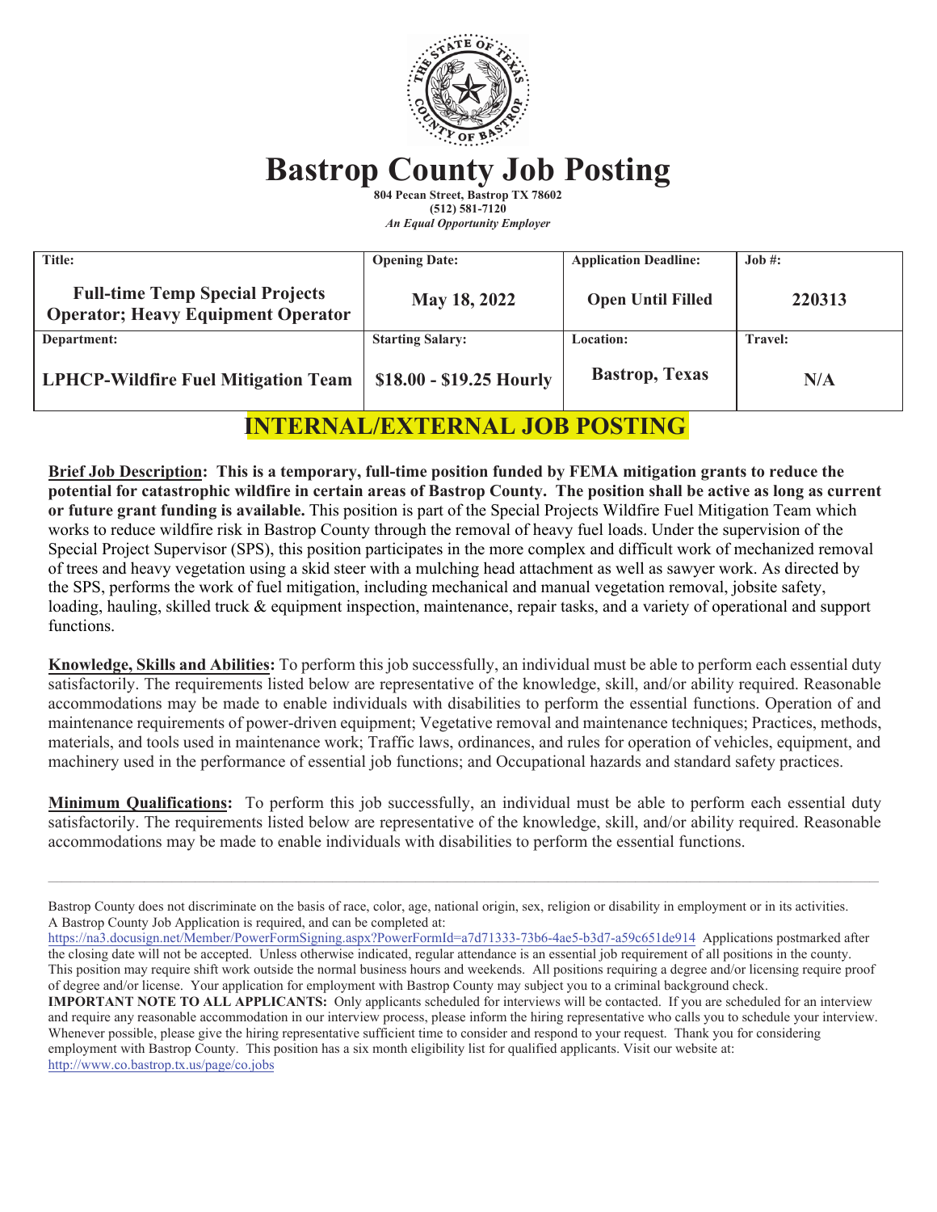# Bastrop County Job Posting

**804 Pecan Street, Bastrop TX 78602**
**(512) 581-7120**
*An Equal Opportunity Employer*

| Title: | Opening Date: | Application Deadline: | Job #: |
|---|---|---|---|
| **Full-time Temp Special Projects Operator; Heavy Equipment Operator** | **May 18, 2022** | **Open Until Filled** | **220313** |
| **Department:** | **Starting Salary:** | **Location:** | **Travel:** |
| **LPHCP-Wildfire Fuel Mitigation Team** | **$18.00 - $19.25 Hourly** | **Bastrop, Texas** | **N/A** |

## INTERNAL/EXTERNAL JOB POSTING

**Brief Job Description: This is a temporary, full-time position funded by FEMA mitigation grants to reduce the potential for catastrophic wildfire in certain areas of Bastrop County. The position shall be active as long as current or future grant funding is available.** This position is part of the Special Projects Wildfire Fuel Mitigation Team which works to reduce wildfire risk in Bastrop County through the removal of heavy fuel loads. Under the supervision of the Special Project Supervisor (SPS), this position participates in the more complex and difficult work of mechanized removal of trees and heavy vegetation using a skid steer with a mulching head attachment as well as sawyer work. As directed by the SPS, performs the work of fuel mitigation, including mechanical and manual vegetation removal, jobsite safety, loading, hauling, skilled truck & equipment inspection, maintenance, repair tasks, and a variety of operational and support functions.

**Knowledge, Skills and Abilities:** To perform this job successfully, an individual must be able to perform each essential duty satisfactorily. The requirements listed below are representative of the knowledge, skill, and/or ability required. Reasonable accommodations may be made to enable individuals with disabilities to perform the essential functions. Operation of and maintenance requirements of power-driven equipment; Vegetative removal and maintenance techniques; Practices, methods, materials, and tools used in maintenance work; Traffic laws, ordinances, and rules for operation of vehicles, equipment, and machinery used in the performance of essential job functions; and Occupational hazards and standard safety practices.

**Minimum Qualifications:** To perform this job successfully, an individual must be able to perform each essential duty satisfactorily. The requirements listed below are representative of the knowledge, skill, and/or ability required. Reasonable accommodations may be made to enable individuals with disabilities to perform the essential functions.

---

Bastrop County does not discriminate on the basis of race, color, age, national origin, sex, religion or disability in employment or in its activities. A Bastrop County Job Application is required, and can be completed at: https://na3.docusign.net/Member/PowerFormSigning.aspx?PowerFormId=a7d71333-73b6-4ae5-b3d7-a59c651de914 Applications postmarked after the closing date will not be accepted. Unless otherwise indicated, regular attendance is an essential job requirement of all positions in the county. This position may require shift work outside the normal business hours and weekends. All positions requiring a degree and/or licensing require proof of degree and/or license. Your application for employment with Bastrop County may subject you to a criminal background check.
**IMPORTANT NOTE TO ALL APPLICANTS:** Only applicants scheduled for interviews will be contacted. If you are scheduled for an interview and require any reasonable accommodation in our interview process, please inform the hiring representative who calls you to schedule your interview. Whenever possible, please give the hiring representative sufficient time to consider and respond to your request. Thank you for considering employment with Bastrop County. This position has a six month eligibility list for qualified applicants. Visit our website at: http://www.co.bastrop.tx.us/page/co.jobs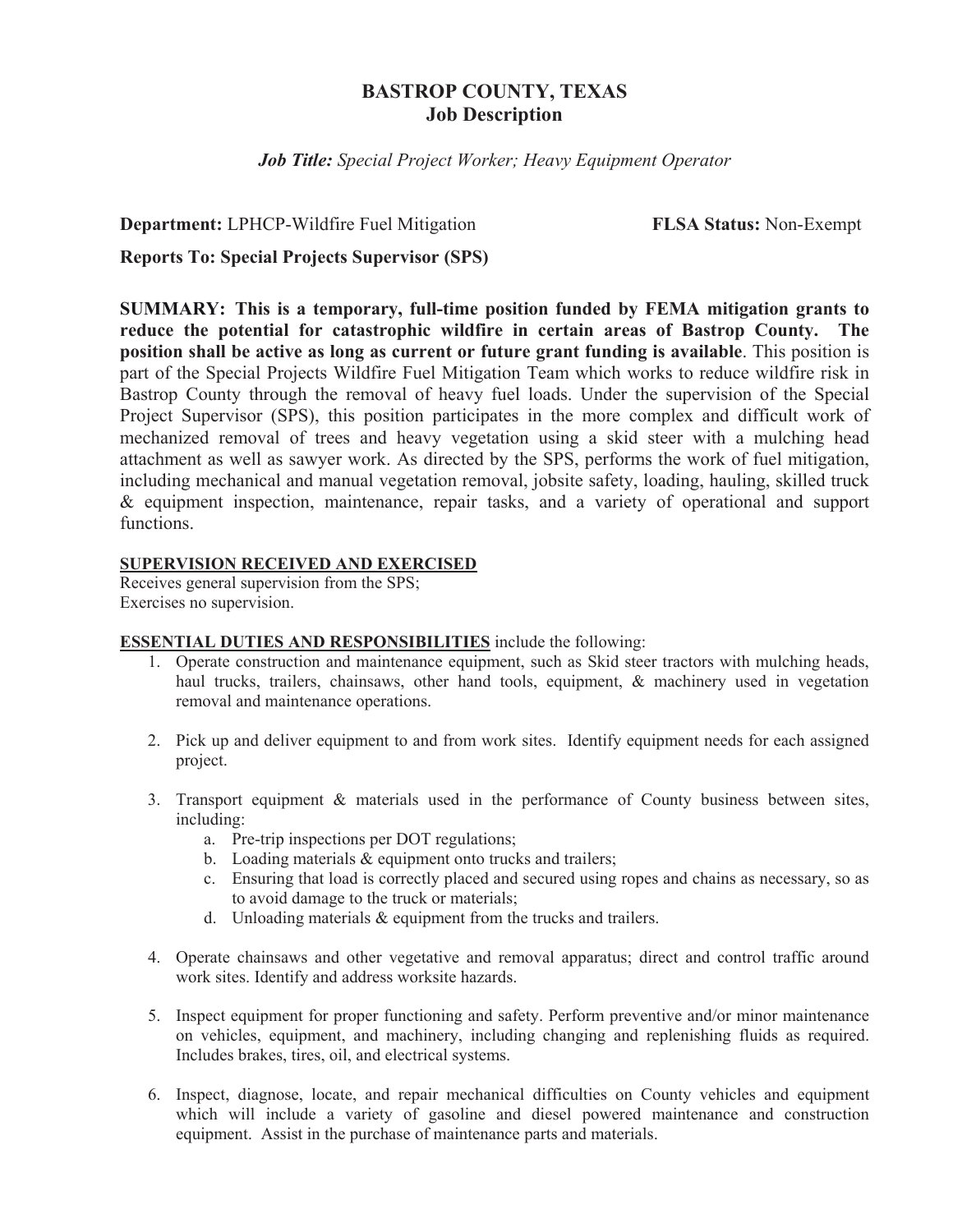# BASTROP COUNTY, TEXAS
## Job Description

***Job Title:*** *Special Project Worker; Heavy Equipment Operator*

**Department:** LPHCP-Wildfire Fuel Mitigation **FLSA Status:** Non-Exempt

**Reports To: Special Projects Supervisor (SPS)**

**SUMMARY: This is a temporary, full-time position funded by FEMA mitigation grants to reduce the potential for catastrophic wildfire in certain areas of Bastrop County. The position shall be active as long as current or future grant funding is available**. This position is part of the Special Projects Wildfire Fuel Mitigation Team which works to reduce wildfire risk in Bastrop County through the removal of heavy fuel loads. Under the supervision of the Special Project Supervisor (SPS), this position participates in the more complex and difficult work of mechanized removal of trees and heavy vegetation using a skid steer with a mulching head attachment as well as sawyer work. As directed by the SPS, performs the work of fuel mitigation, including mechanical and manual vegetation removal, jobsite safety, loading, hauling, skilled truck & equipment inspection, maintenance, repair tasks, and a variety of operational and support functions.

**SUPERVISION RECEIVED AND EXERCISED**

Receives general supervision from the SPS;
Exercises no supervision.

**ESSENTIAL DUTIES AND RESPONSIBILITIES** include the following:

1. Operate construction and maintenance equipment, such as Skid steer tractors with mulching heads, haul trucks, trailers, chainsaws, other hand tools, equipment, & machinery used in vegetation removal and maintenance operations.

2. Pick up and deliver equipment to and from work sites. Identify equipment needs for each assigned project.

3. Transport equipment & materials used in the performance of County business between sites, including:
   a. Pre-trip inspections per DOT regulations;
   b. Loading materials & equipment onto trucks and trailers;
   c. Ensuring that load is correctly placed and secured using ropes and chains as necessary, so as to avoid damage to the truck or materials;
   d. Unloading materials & equipment from the trucks and trailers.

4. Operate chainsaws and other vegetative and removal apparatus; direct and control traffic around work sites. Identify and address worksite hazards.

5. Inspect equipment for proper functioning and safety. Perform preventive and/or minor maintenance on vehicles, equipment, and machinery, including changing and replenishing fluids as required. Includes brakes, tires, oil, and electrical systems.

6. Inspect, diagnose, locate, and repair mechanical difficulties on County vehicles and equipment which will include a variety of gasoline and diesel powered maintenance and construction equipment. Assist in the purchase of maintenance parts and materials.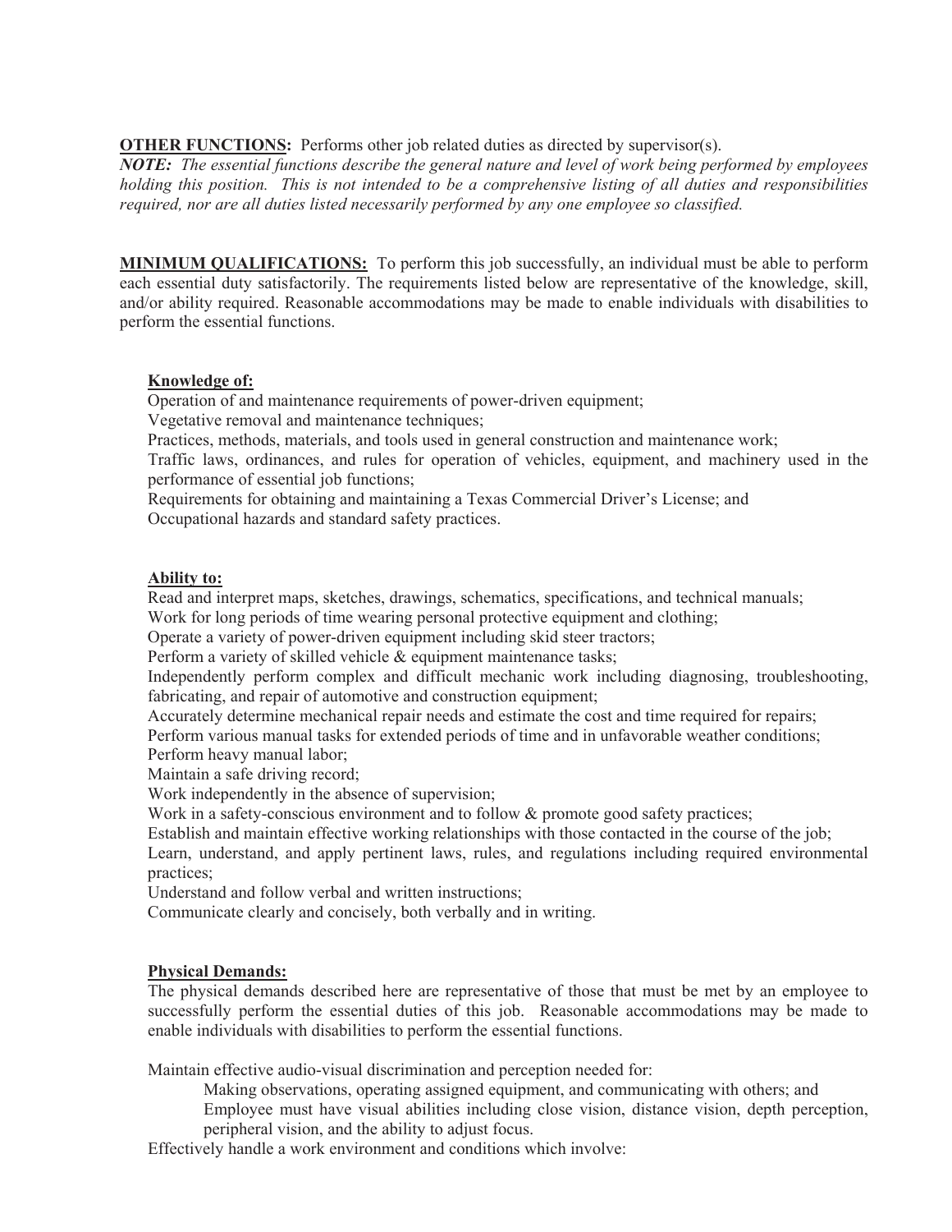**OTHER FUNCTIONS:** Performs other job related duties as directed by supervisor(s).

***NOTE:*** *The essential functions describe the general nature and level of work being performed by employees holding this position. This is not intended to be a comprehensive listing of all duties and responsibilities required, nor are all duties listed necessarily performed by any one employee so classified.*

**MINIMUM QUALIFICATIONS:** To perform this job successfully, an individual must be able to perform each essential duty satisfactorily. The requirements listed below are representative of the knowledge, skill, and/or ability required. Reasonable accommodations may be made to enable individuals with disabilities to perform the essential functions.

**Knowledge of:**

Operation of and maintenance requirements of power-driven equipment;
Vegetative removal and maintenance techniques;
Practices, methods, materials, and tools used in general construction and maintenance work;
Traffic laws, ordinances, and rules for operation of vehicles, equipment, and machinery used in the performance of essential job functions;
Requirements for obtaining and maintaining a Texas Commercial Driver's License; and
Occupational hazards and standard safety practices.

**Ability to:**

Read and interpret maps, sketches, drawings, schematics, specifications, and technical manuals;
Work for long periods of time wearing personal protective equipment and clothing;
Operate a variety of power-driven equipment including skid steer tractors;
Perform a variety of skilled vehicle & equipment maintenance tasks;
Independently perform complex and difficult mechanic work including diagnosing, troubleshooting, fabricating, and repair of automotive and construction equipment;
Accurately determine mechanical repair needs and estimate the cost and time required for repairs;
Perform various manual tasks for extended periods of time and in unfavorable weather conditions;
Perform heavy manual labor;
Maintain a safe driving record;
Work independently in the absence of supervision;
Work in a safety-conscious environment and to follow & promote good safety practices;
Establish and maintain effective working relationships with those contacted in the course of the job;
Learn, understand, and apply pertinent laws, rules, and regulations including required environmental practices;
Understand and follow verbal and written instructions;
Communicate clearly and concisely, both verbally and in writing.

**Physical Demands:**

The physical demands described here are representative of those that must be met by an employee to successfully perform the essential duties of this job. Reasonable accommodations may be made to enable individuals with disabilities to perform the essential functions.

Maintain effective audio-visual discrimination and perception needed for:

- Making observations, operating assigned equipment, and communicating with others; and
- Employee must have visual abilities including close vision, distance vision, depth perception, peripheral vision, and the ability to adjust focus.

Effectively handle a work environment and conditions which involve: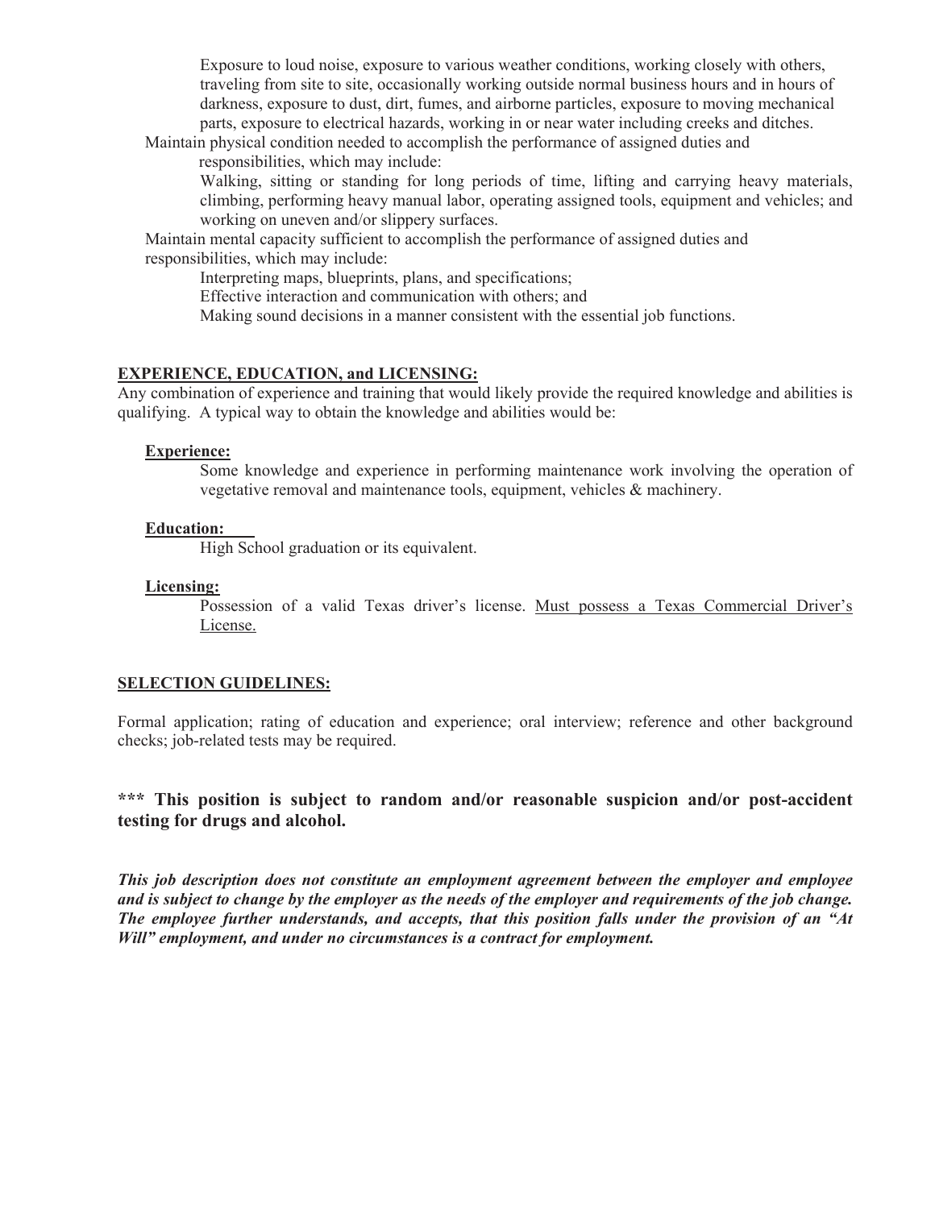Exposure to loud noise, exposure to various weather conditions, working closely with others, traveling from site to site, occasionally working outside normal business hours and in hours of darkness, exposure to dust, dirt, fumes, and airborne particles, exposure to moving mechanical parts, exposure to electrical hazards, working in or near water including creeks and ditches.

Maintain physical condition needed to accomplish the performance of assigned duties and responsibilities, which may include:

Walking, sitting or standing for long periods of time, lifting and carrying heavy materials, climbing, performing heavy manual labor, operating assigned tools, equipment and vehicles; and working on uneven and/or slippery surfaces.

Maintain mental capacity sufficient to accomplish the performance of assigned duties and responsibilities, which may include:

Interpreting maps, blueprints, plans, and specifications;
Effective interaction and communication with others; and
Making sound decisions in a manner consistent with the essential job functions.

## EXPERIENCE, EDUCATION, and LICENSING:

Any combination of experience and training that would likely provide the required knowledge and abilities is qualifying. A typical way to obtain the knowledge and abilities would be:

### Experience:

Some knowledge and experience in performing maintenance work involving the operation of vegetative removal and maintenance tools, equipment, vehicles & machinery.

### Education:

High School graduation or its equivalent.

### Licensing:

Possession of a valid Texas driver's license. Must possess a Texas Commercial Driver's License.

## SELECTION GUIDELINES:

Formal application; rating of education and experience; oral interview; reference and other background checks; job-related tests may be required.

**\*\*\* This position is subject to random and/or reasonable suspicion and/or post-accident testing for drugs and alcohol.**

***This job description does not constitute an employment agreement between the employer and employee and is subject to change by the employer as the needs of the employer and requirements of the job change. The employee further understands, and accepts, that this position falls under the provision of an "At Will" employment, and under no circumstances is a contract for employment.***